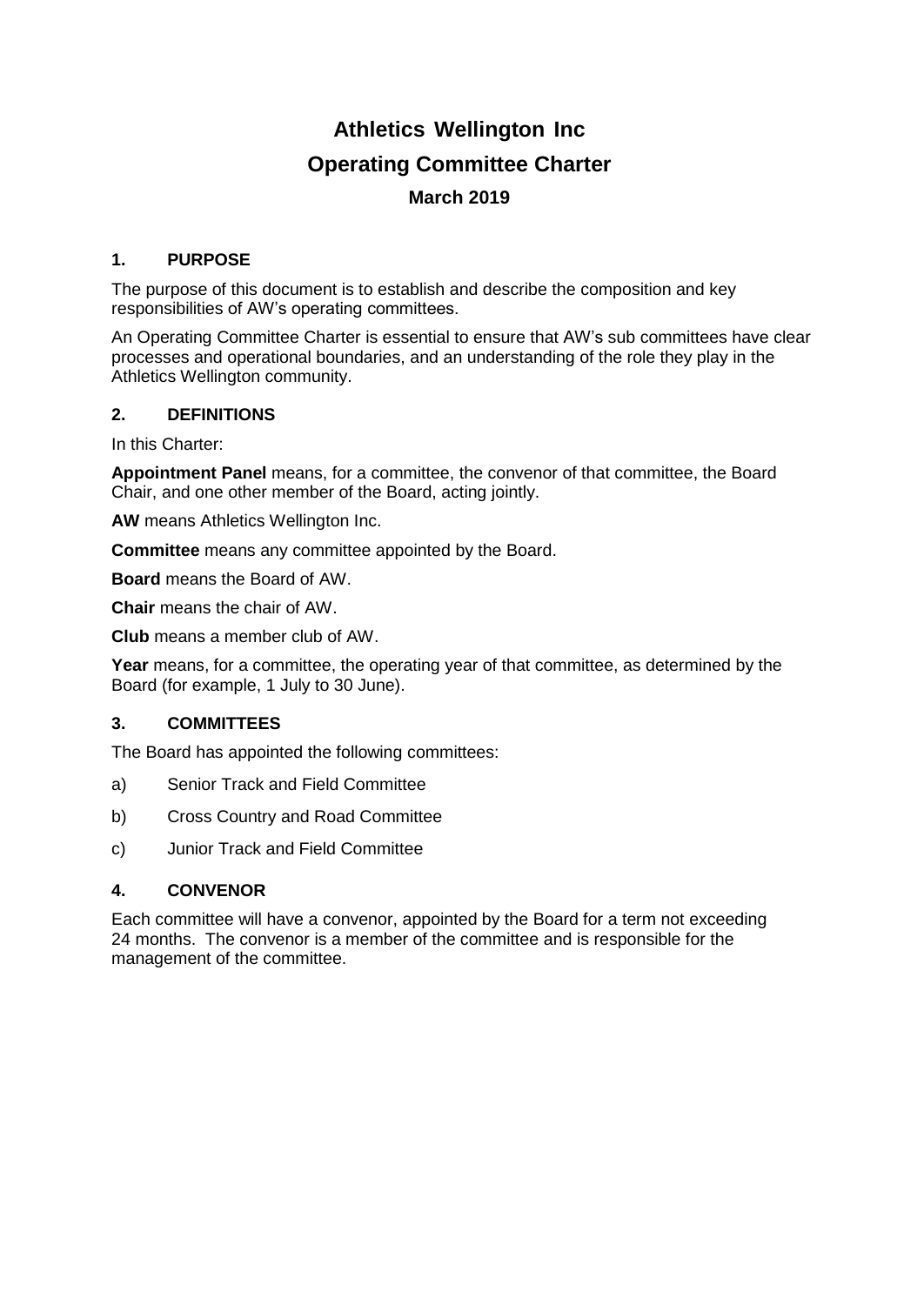# Athletics Wellington Inc

# Operating Committee Charter

### March 2019

## 1. PURPOSE

The purpose of this document is to establish and describe the composition and key responsibilities of AW's operating committees.

An Operating Committee Charter is essential to ensure that AW's sub committees have clear processes and operational boundaries, and an understanding of the role they play in the Athletics Wellington community.

## 2. DEFINITIONS

In this Charter:

**Appointment Panel** means, for a committee, the convenor of that committee, the Board Chair, and one other member of the Board, acting jointly.

**AW** means Athletics Wellington Inc.

**Committee** means any committee appointed by the Board.

**Board** means the Board of AW.

**Chair** means the chair of AW.

**Club** means a member club of AW.

**Year** means, for a committee, the operating year of that committee, as determined by the Board (for example, 1 July to 30 June).

## 3. COMMITTEES

The Board has appointed the following committees:

a) Senior Track and Field Committee

b) Cross Country and Road Committee

c) Junior Track and Field Committee

## 4. CONVENOR

Each committee will have a convenor, appointed by the Board for a term not exceeding 24 months. The convenor is a member of the committee and is responsible for the management of the committee.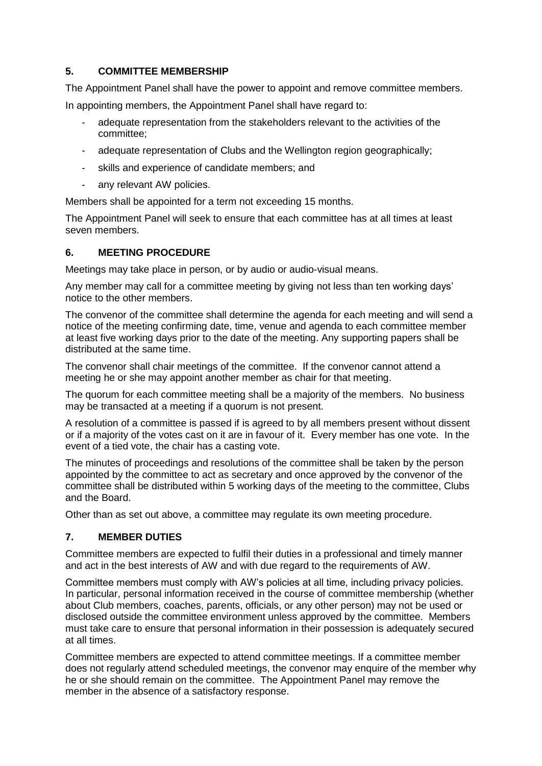## 5. COMMITTEE MEMBERSHIP

The Appointment Panel shall have the power to appoint and remove committee members.

In appointing members, the Appointment Panel shall have regard to:

- adequate representation from the stakeholders relevant to the activities of the committee;
- adequate representation of Clubs and the Wellington region geographically;
- skills and experience of candidate members; and
- any relevant AW policies.

Members shall be appointed for a term not exceeding 15 months.

The Appointment Panel will seek to ensure that each committee has at all times at least seven members.

## 6. MEETING PROCEDURE

Meetings may take place in person, or by audio or audio-visual means.

Any member may call for a committee meeting by giving not less than ten working days' notice to the other members.

The convenor of the committee shall determine the agenda for each meeting and will send a notice of the meeting confirming date, time, venue and agenda to each committee member at least five working days prior to the date of the meeting. Any supporting papers shall be distributed at the same time.

The convenor shall chair meetings of the committee. If the convenor cannot attend a meeting he or she may appoint another member as chair for that meeting.

The quorum for each committee meeting shall be a majority of the members. No business may be transacted at a meeting if a quorum is not present.

A resolution of a committee is passed if is agreed to by all members present without dissent or if a majority of the votes cast on it are in favour of it. Every member has one vote. In the event of a tied vote, the chair has a casting vote.

The minutes of proceedings and resolutions of the committee shall be taken by the person appointed by the committee to act as secretary and once approved by the convenor of the committee shall be distributed within 5 working days of the meeting to the committee, Clubs and the Board.

Other than as set out above, a committee may regulate its own meeting procedure.

## 7. MEMBER DUTIES

Committee members are expected to fulfil their duties in a professional and timely manner and act in the best interests of AW and with due regard to the requirements of AW.

Committee members must comply with AW's policies at all time, including privacy policies. In particular, personal information received in the course of committee membership (whether about Club members, coaches, parents, officials, or any other person) may not be used or disclosed outside the committee environment unless approved by the committee. Members must take care to ensure that personal information in their possession is adequately secured at all times.

Committee members are expected to attend committee meetings. If a committee member does not regularly attend scheduled meetings, the convenor may enquire of the member why he or she should remain on the committee. The Appointment Panel may remove the member in the absence of a satisfactory response.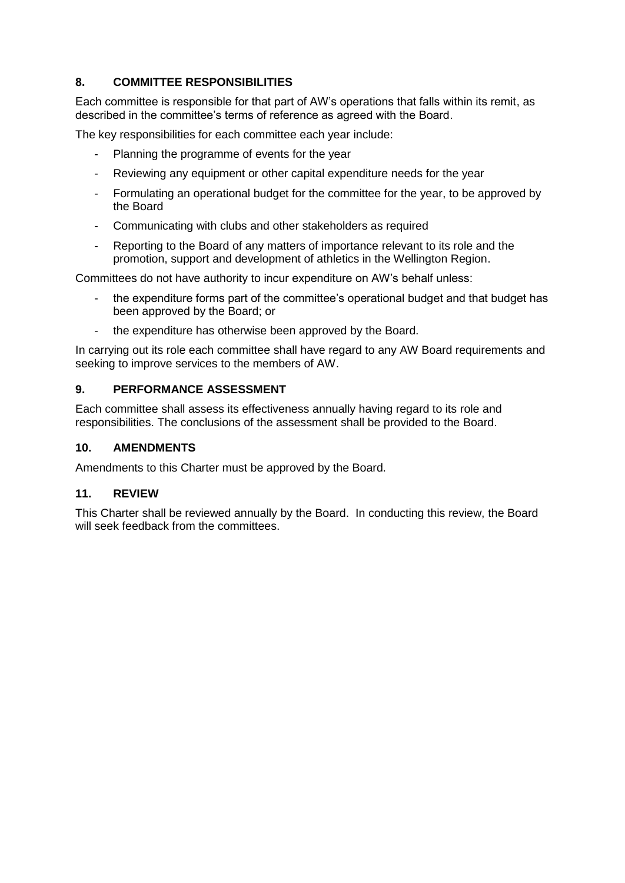## 8. COMMITTEE RESPONSIBILITIES

Each committee is responsible for that part of AW's operations that falls within its remit, as described in the committee's terms of reference as agreed with the Board.

The key responsibilities for each committee each year include:

- Planning the programme of events for the year
- Reviewing any equipment or other capital expenditure needs for the year
- Formulating an operational budget for the committee for the year, to be approved by the Board
- Communicating with clubs and other stakeholders as required
- Reporting to the Board of any matters of importance relevant to its role and the promotion, support and development of athletics in the Wellington Region.

Committees do not have authority to incur expenditure on AW's behalf unless:

- the expenditure forms part of the committee's operational budget and that budget has been approved by the Board; or
- the expenditure has otherwise been approved by the Board.

In carrying out its role each committee shall have regard to any AW Board requirements and seeking to improve services to the members of AW.

## 9. PERFORMANCE ASSESSMENT

Each committee shall assess its effectiveness annually having regard to its role and responsibilities. The conclusions of the assessment shall be provided to the Board.

## 10. AMENDMENTS

Amendments to this Charter must be approved by the Board.

## 11. REVIEW

This Charter shall be reviewed annually by the Board. In conducting this review, the Board will seek feedback from the committees.